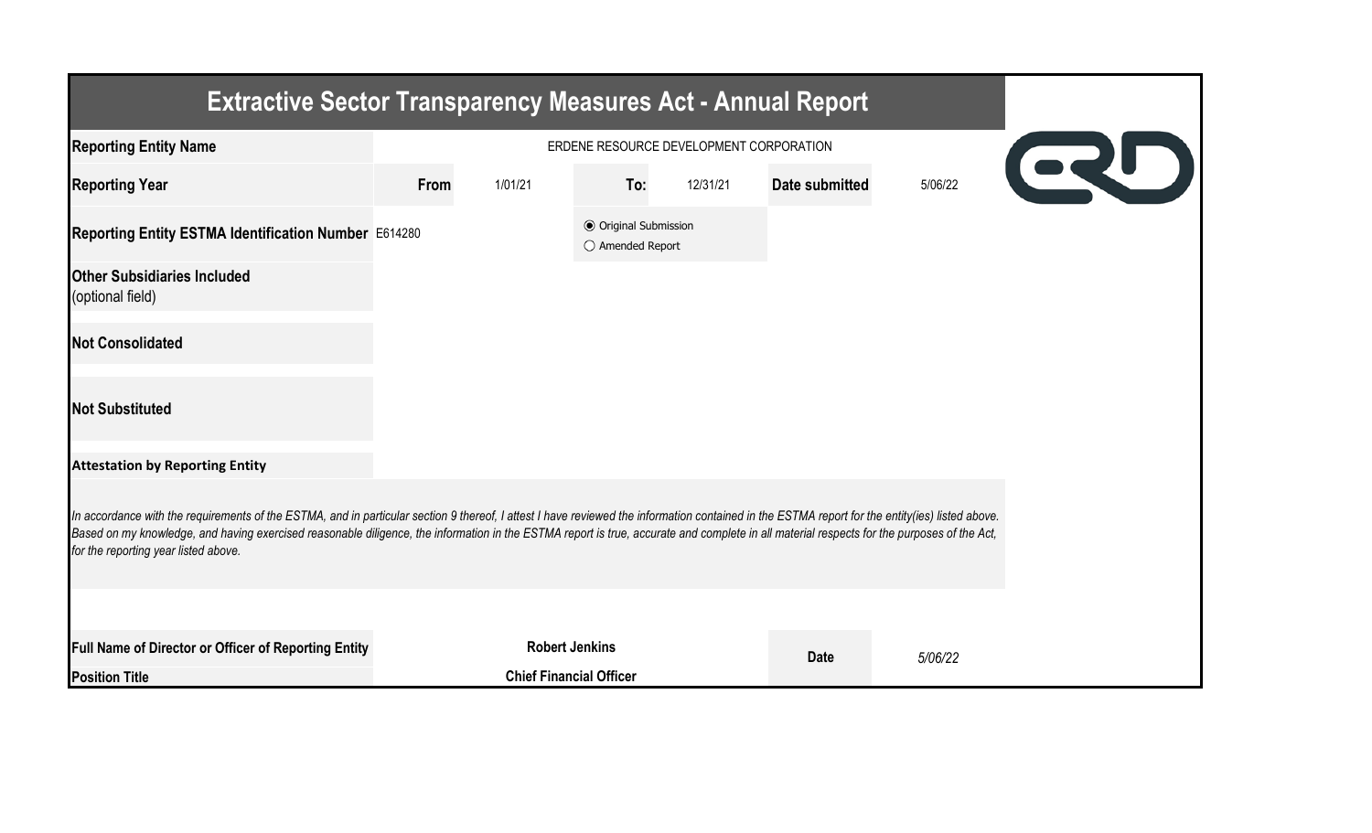# Extractive Sector Transparency Measures Act - Annual Report

| | | | | | | |
|---|---|---|---|---|---|---|
| **Reporting Entity Name** | ERDENE RESOURCE DEVELOPMENT CORPORATION | | | | | |
| **Reporting Year** | **From** | 1/01/21 | **To:** | 12/31/21 | **Date submitted** | 5/06/22 |
| **Reporting Entity ESTMA Identification Number** | E614280 | | ◉ Original Submission ○ Amended Report | | | |
| **Other Subsidiaries Included** (optional field) | | | | | | |
| **Not Consolidated** | | | | | | |
| **Not Substituted** | | | | | | |

**Attestation by Reporting Entity**

*In accordance with the requirements of the ESTMA, and in particular section 9 thereof, I attest I have reviewed the information contained in the ESTMA report for the entity(ies) listed above. Based on my knowledge, and having exercised reasonable diligence, the information in the ESTMA report is true, accurate and complete in all material respects for the purposes of the Act, for the reporting year listed above.*

| | | | |
|---|---|---|---|
| **Full Name of Director or Officer of Reporting Entity** | **Robert Jenkins** | **Date** | *5/06/22* |
| **Position Title** | **Chief Financial Officer** | | |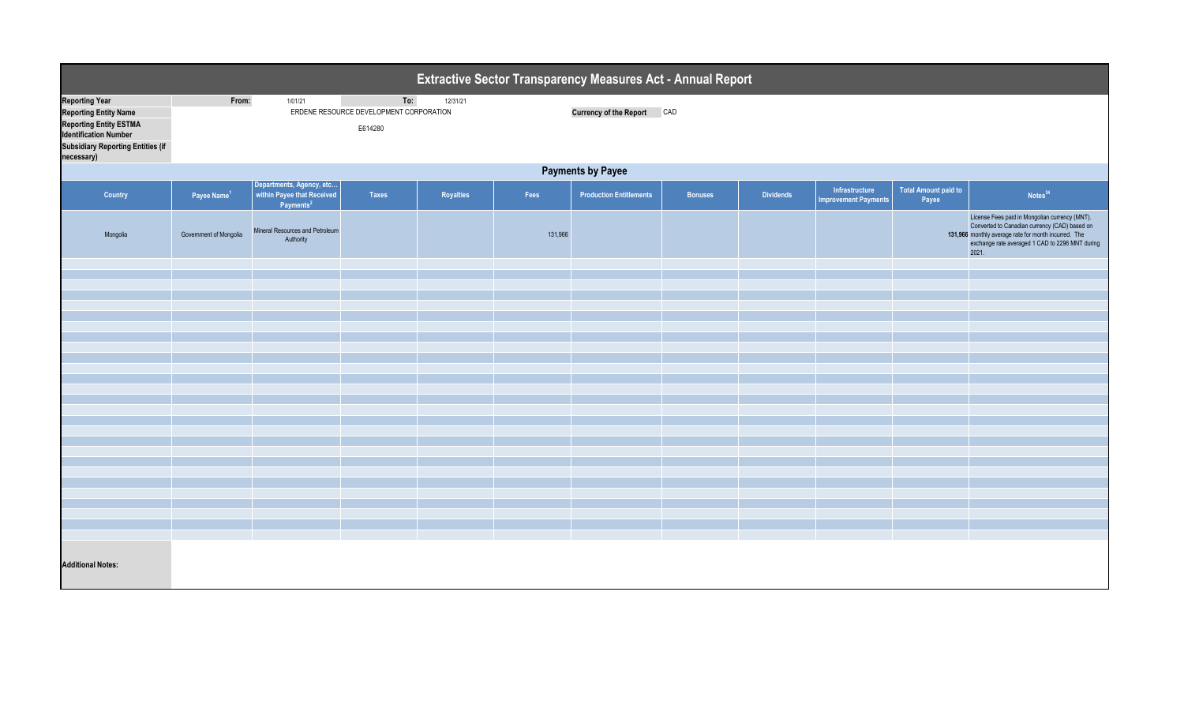# Extractive Sector Transparency Measures Act - Annual Report

| | | | | |
|---|---|---|---|---|
| **Reporting Year** | From: | 1/01/21 | To: | 12/31/21 |
| **Reporting Entity Name** | ERDENE RESOURCE DEVELOPMENT CORPORATION | | **Currency of the Report** | CAD |
| **Reporting Entity ESTMA Identification Number** | E614280 | | | |
| **Subsidiary Reporting Entities (if necessary)** | | | | |

## Payments by Payee

| Country | Payee Name[1] | Departments, Agency, etc... within Payee that Received Payments[2] | Taxes | Royalties | Fees | Production Entitlements | Bonuses | Dividends | Infrastructure Improvement Payments | Total Amount paid to Payee | Notes[34] |
|---|---|---|---|---|---|---|---|---|---|---|---|
| Mongolia | Government of Mongolia | Mineral Resources and Petroleum Authority | | | 131,966 | | | | | 131,966 | License Fees paid in Mongolian currency (MNT). Converted to Canadian currency (CAD) based on monthly average rate for month incurred. The exchange rate averaged 1 CAD to 2296 MNT during 2021. |

**Additional Notes:**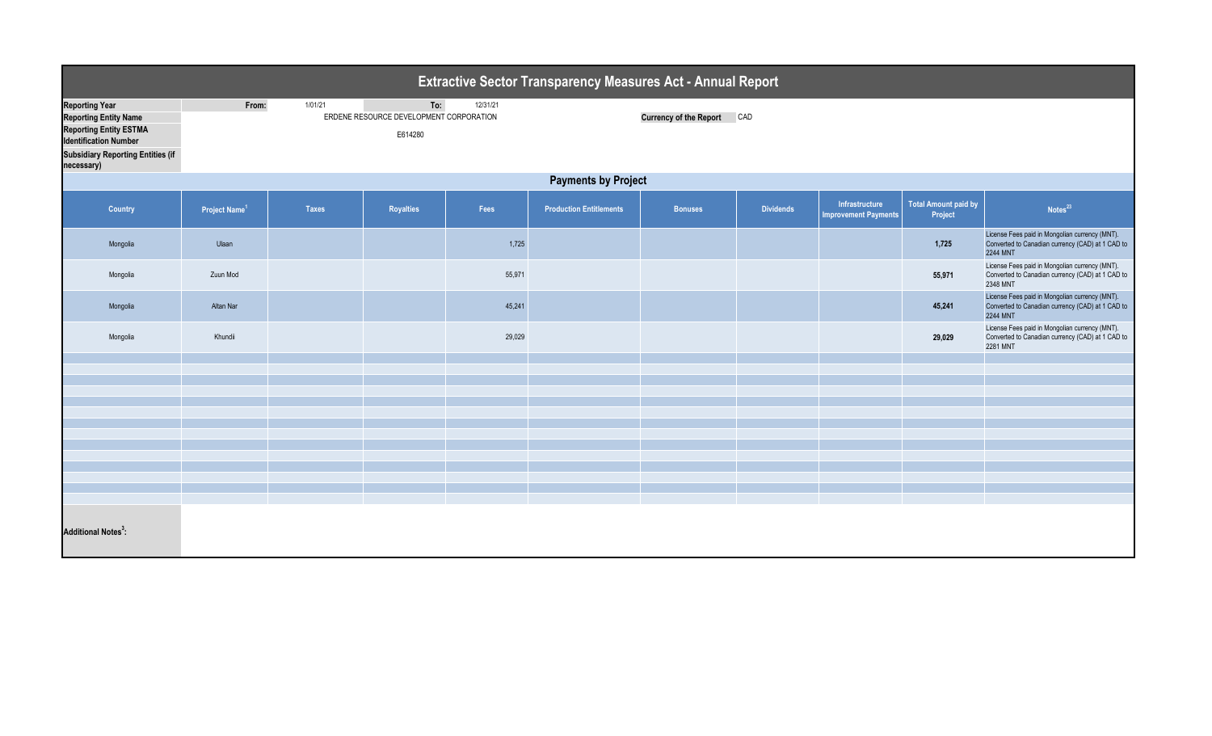# Extractive Sector Transparency Measures Act - Annual Report

| | | | | | |
|---|---|---|---|---|---|
| **Reporting Year** | **From:** | 1/01/21 | **To:** | 12/31/21 | |
| **Reporting Entity Name** | ERDENE RESOURCE DEVELOPMENT CORPORATION | | | **Currency of the Report** | CAD |
| **Reporting Entity ESTMA Identification Number** | E614280 | | | | |
| **Subsidiary Reporting Entities (if necessary)** | | | | | |

## Payments by Project

| Country | Project Name[1] | Taxes | Royalties | Fees | Production Entitlements | Bonuses | Dividends | Infrastructure Improvement Payments | Total Amount paid by Project | Notes[23] |
|---|---|---|---|---|---|---|---|---|---|---|
| Mongolia | Ulaan | | | 1,725 | | | | | **1,725** | License Fees paid in Mongolian currency (MNT). Converted to Canadian currency (CAD) at 1 CAD to 2244 MNT |
| Mongolia | Zuun Mod | | | 55,971 | | | | | **55,971** | License Fees paid in Mongolian currency (MNT). Converted to Canadian currency (CAD) at 1 CAD to 2348 MNT |
| Mongolia | Altan Nar | | | 45,241 | | | | | **45,241** | License Fees paid in Mongolian currency (MNT). Converted to Canadian currency (CAD) at 1 CAD to 2244 MNT |
| Mongolia | Khundii | | | 29,029 | | | | | **29,029** | License Fees paid in Mongolian currency (MNT). Converted to Canadian currency (CAD) at 1 CAD to 2281 MNT |

**Additional Notes[3]:**